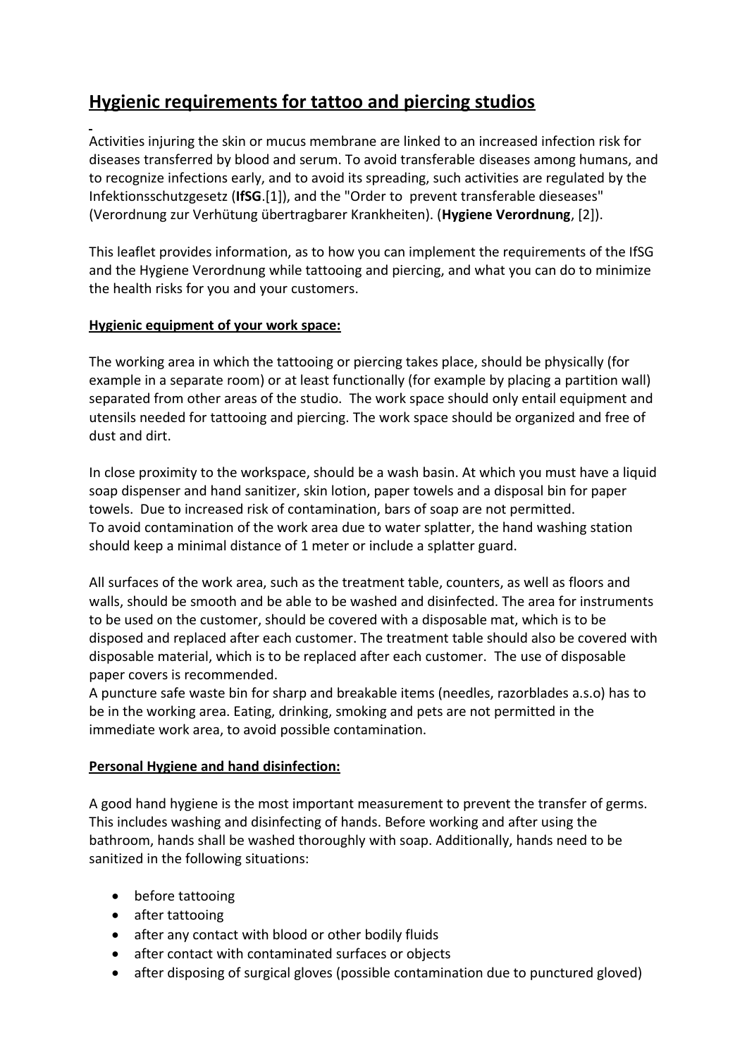# Hygienic requirements for tattoo and piercing studios

Activities injuring the skin or mucus membrane are linked to an increased infection risk for diseases transferred by blood and serum. To avoid transferable diseases among humans, and to recognize infections early, and to avoid its spreading, such activities are regulated by the Infektionsschutzgesetz (**IfSG**.[1]), and the "Order to  prevent transferable dieseases" (Verordnung zur Verhütung übertragbarer Krankheiten). (**Hygiene Verordnung**, [2]).

This leaflet provides information, as to how you can implement the requirements of the IfSG and the Hygiene Verordnung while tattooing and piercing, and what you can do to minimize the health risks for you and your customers.

## Hygienic equipment of your work space:

The working area in which the tattooing or piercing takes place, should be physically (for example in a separate room) or at least functionally (for example by placing a partition wall) separated from other areas of the studio.  The work space should only entail equipment and utensils needed for tattooing and piercing. The work space should be organized and free of dust and dirt.

In close proximity to the workspace, should be a wash basin. At which you must have a liquid soap dispenser and hand sanitizer, skin lotion, paper towels and a disposal bin for paper towels.  Due to increased risk of contamination, bars of soap are not permitted.
To avoid contamination of the work area due to water splatter, the hand washing station should keep a minimal distance of 1 meter or include a splatter guard.

All surfaces of the work area, such as the treatment table, counters, as well as floors and walls, should be smooth and be able to be washed and disinfected. The area for instruments to be used on the customer, should be covered with a disposable mat, which is to be disposed and replaced after each customer. The treatment table should also be covered with disposable material, which is to be replaced after each customer.  The use of disposable paper covers is recommended.
A puncture safe waste bin for sharp and breakable items (needles, razorblades a.s.o) has to be in the working area. Eating, drinking, smoking and pets are not permitted in the immediate work area, to avoid possible contamination.

## Personal Hygiene and hand disinfection:

A good hand hygiene is the most important measurement to prevent the transfer of germs. This includes washing and disinfecting of hands. Before working and after using the bathroom, hands shall be washed thoroughly with soap. Additionally, hands need to be sanitized in the following situations:

- before tattooing
- after tattooing
- after any contact with blood or other bodily fluids
- after contact with contaminated surfaces or objects
- after disposing of surgical gloves (possible contamination due to punctured gloved)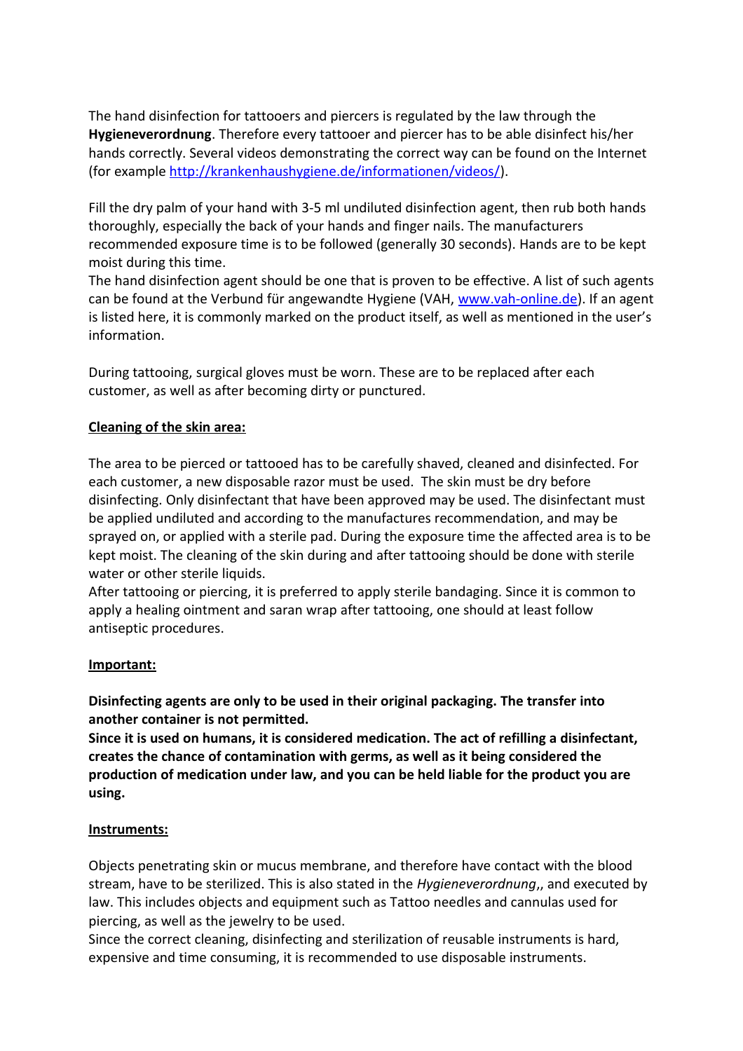The hand disinfection for tattooers and piercers is regulated by the law through the **Hygieneverordnung**. Therefore every tattooer and piercer has to be able disinfect his/her hands correctly. Several videos demonstrating the correct way can be found on the Internet (for example [http://krankenhaushygiene.de/informationen/videos/](http://krankenhaushygiene.de/informationen/videos/)).

Fill the dry palm of your hand with 3-5 ml undiluted disinfection agent, then rub both hands thoroughly, especially the back of your hands and finger nails. The manufacturers recommended exposure time is to be followed (generally 30 seconds). Hands are to be kept moist during this time.
The hand disinfection agent should be one that is proven to be effective. A list of such agents can be found at the Verbund für angewandte Hygiene (VAH, [www.vah-online.de](http://www.vah-online.de)). If an agent is listed here, it is commonly marked on the product itself, as well as mentioned in the user's information.

During tattooing, surgical gloves must be worn. These are to be replaced after each customer, as well as after becoming dirty or punctured.

**Cleaning of the skin area:**

The area to be pierced or tattooed has to be carefully shaved, cleaned and disinfected. For each customer, a new disposable razor must be used. The skin must be dry before disinfecting. Only disinfectant that have been approved may be used. The disinfectant must be applied undiluted and according to the manufactures recommendation, and may be sprayed on, or applied with a sterile pad. During the exposure time the affected area is to be kept moist. The cleaning of the skin during and after tattooing should be done with sterile water or other sterile liquids.
After tattooing or piercing, it is preferred to apply sterile bandaging. Since it is common to apply a healing ointment and saran wrap after tattooing, one should at least follow antiseptic procedures.

**Important:**

**Disinfecting agents are only to be used in their original packaging. The transfer into another container is not permitted.**
**Since it is used on humans, it is considered medication. The act of refilling a disinfectant, creates the chance of contamination with germs, as well as it being considered the production of medication under law, and you can be held liable for the product you are using.**

**Instruments:**

Objects penetrating skin or mucus membrane, and therefore have contact with the blood stream, have to be sterilized. This is also stated in the *Hygieneverordnung*,, and executed by law. This includes objects and equipment such as Tattoo needles and cannulas used for piercing, as well as the jewelry to be used.
Since the correct cleaning, disinfecting and sterilization of reusable instruments is hard, expensive and time consuming, it is recommended to use disposable instruments.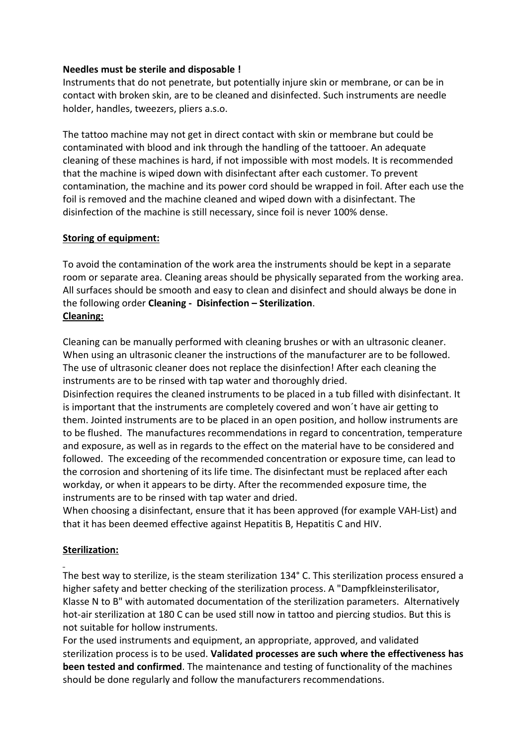**Needles must be sterile and disposable !**
Instruments that do not penetrate, but potentially injure skin or membrane, or can be in contact with broken skin, are to be cleaned and disinfected. Such instruments are needle holder, handles, tweezers, pliers a.s.o.

The tattoo machine may not get in direct contact with skin or membrane but could be contaminated with blood and ink through the handling of the tattooer. An adequate cleaning of these machines is hard, if not impossible with most models. It is recommended that the machine is wiped down with disinfectant after each customer. To prevent contamination, the machine and its power cord should be wrapped in foil. After each use the foil is removed and the machine cleaned and wiped down with a disinfectant. The disinfection of the machine is still necessary, since foil is never 100% dense.

**Storing of equipment:**

To avoid the contamination of the work area the instruments should be kept in a separate room or separate area. Cleaning areas should be physically separated from the working area. All surfaces should be smooth and easy to clean and disinfect and should always be done in the following order **Cleaning - Disinfection – Sterilization**.

**Cleaning:**

Cleaning can be manually performed with cleaning brushes or with an ultrasonic cleaner. When using an ultrasonic cleaner the instructions of the manufacturer are to be followed. The use of ultrasonic cleaner does not replace the disinfection! After each cleaning the instruments are to be rinsed with tap water and thoroughly dried.
Disinfection requires the cleaned instruments to be placed in a tub filled with disinfectant. It is important that the instruments are completely covered and won´t have air getting to them. Jointed instruments are to be placed in an open position, and hollow instruments are to be flushed. The manufactures recommendations in regard to concentration, temperature and exposure, as well as in regards to the effect on the material have to be considered and followed. The exceeding of the recommended concentration or exposure time, can lead to the corrosion and shortening of its life time. The disinfectant must be replaced after each workday, or when it appears to be dirty. After the recommended exposure time, the instruments are to be rinsed with tap water and dried.
When choosing a disinfectant, ensure that it has been approved (for example VAH-List) and that it has been deemed effective against Hepatitis B, Hepatitis C and HIV.

**Sterilization:**

The best way to sterilize, is the steam sterilization 134° C. This sterilization process ensured a higher safety and better checking of the sterilization process. A "Dampfkleinsterilisator, Klasse N to B" with automated documentation of the sterilization parameters. Alternatively hot-air sterilization at 180 C can be used still now in tattoo and piercing studios. But this is not suitable for hollow instruments.
For the used instruments and equipment, an appropriate, approved, and validated sterilization process is to be used. **Validated processes are such where the effectiveness has been tested and confirmed**. The maintenance and testing of functionality of the machines should be done regularly and follow the manufacturers recommendations.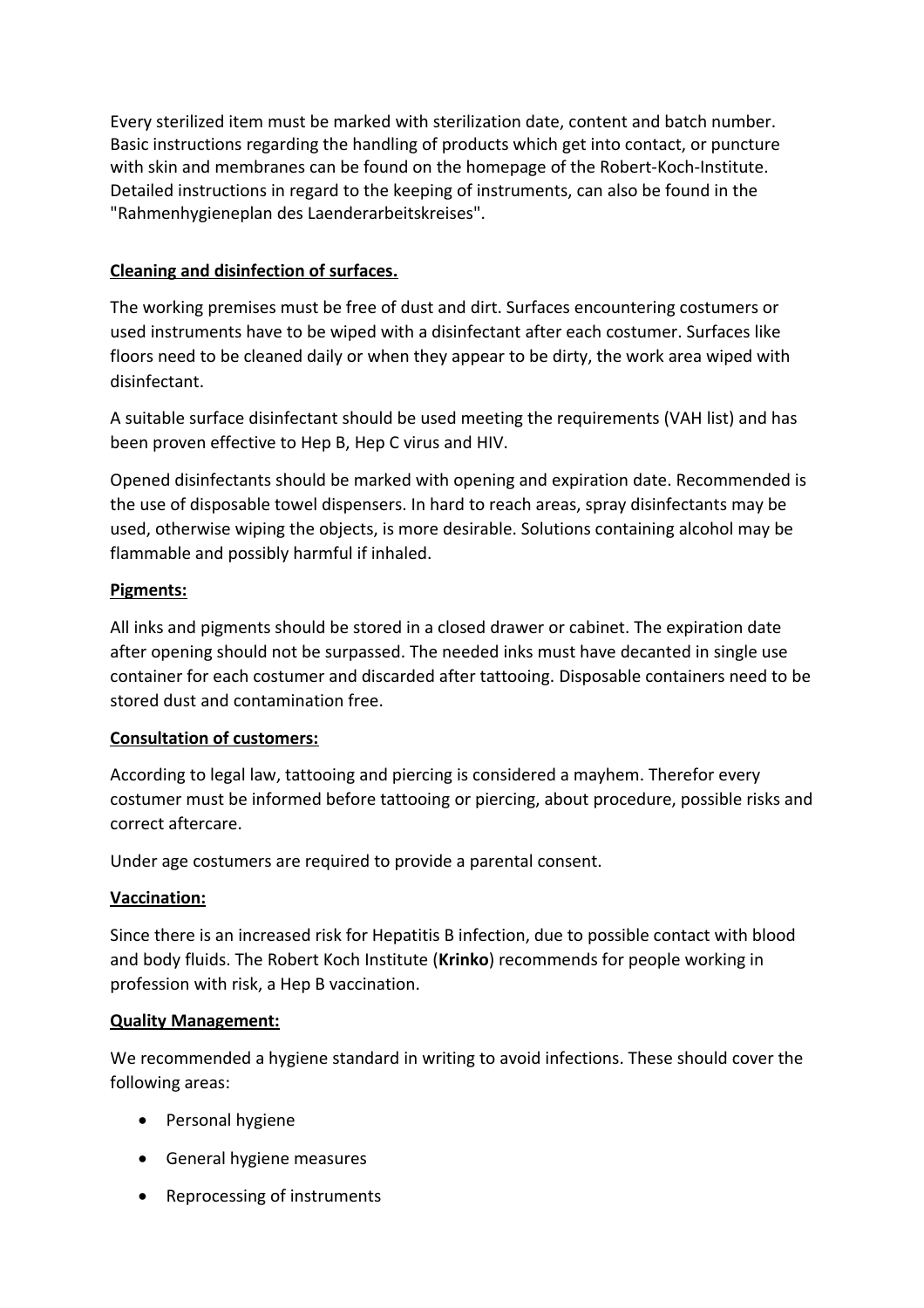Every sterilized item must be marked with sterilization date, content and batch number. Basic instructions regarding the handling of products which get into contact, or puncture with skin and membranes can be found on the homepage of the Robert-Koch-Institute. Detailed instructions in regard to the keeping of instruments, can also be found in the "Rahmenhygieneplan des Laenderarbeitskreises".

**Cleaning and disinfection of surfaces.**

The working premises must be free of dust and dirt. Surfaces encountering costumers or used instruments have to be wiped with a disinfectant after each costumer. Surfaces like floors need to be cleaned daily or when they appear to be dirty, the work area wiped with disinfectant.

A suitable surface disinfectant should be used meeting the requirements (VAH list) and has been proven effective to Hep B, Hep C virus and HIV.

Opened disinfectants should be marked with opening and expiration date. Recommended is the use of disposable towel dispensers. In hard to reach areas, spray disinfectants may be used, otherwise wiping the objects, is more desirable. Solutions containing alcohol may be flammable and possibly harmful if inhaled.

**Pigments:**

All inks and pigments should be stored in a closed drawer or cabinet. The expiration date after opening should not be surpassed. The needed inks must have decanted in single use container for each costumer and discarded after tattooing. Disposable containers need to be stored dust and contamination free.

**Consultation of customers:**

According to legal law, tattooing and piercing is considered a mayhem. Therefor every costumer must be informed before tattooing or piercing, about procedure, possible risks and correct aftercare.

Under age costumers are required to provide a parental consent.

**Vaccination:**

Since there is an increased risk for Hepatitis B infection, due to possible contact with blood and body fluids. The Robert Koch Institute (**Krinko**) recommends for people working in profession with risk, a Hep B vaccination.

**Quality Management:**

We recommended a hygiene standard in writing to avoid infections. These should cover the following areas:

- Personal hygiene
- General hygiene measures
- Reprocessing of instruments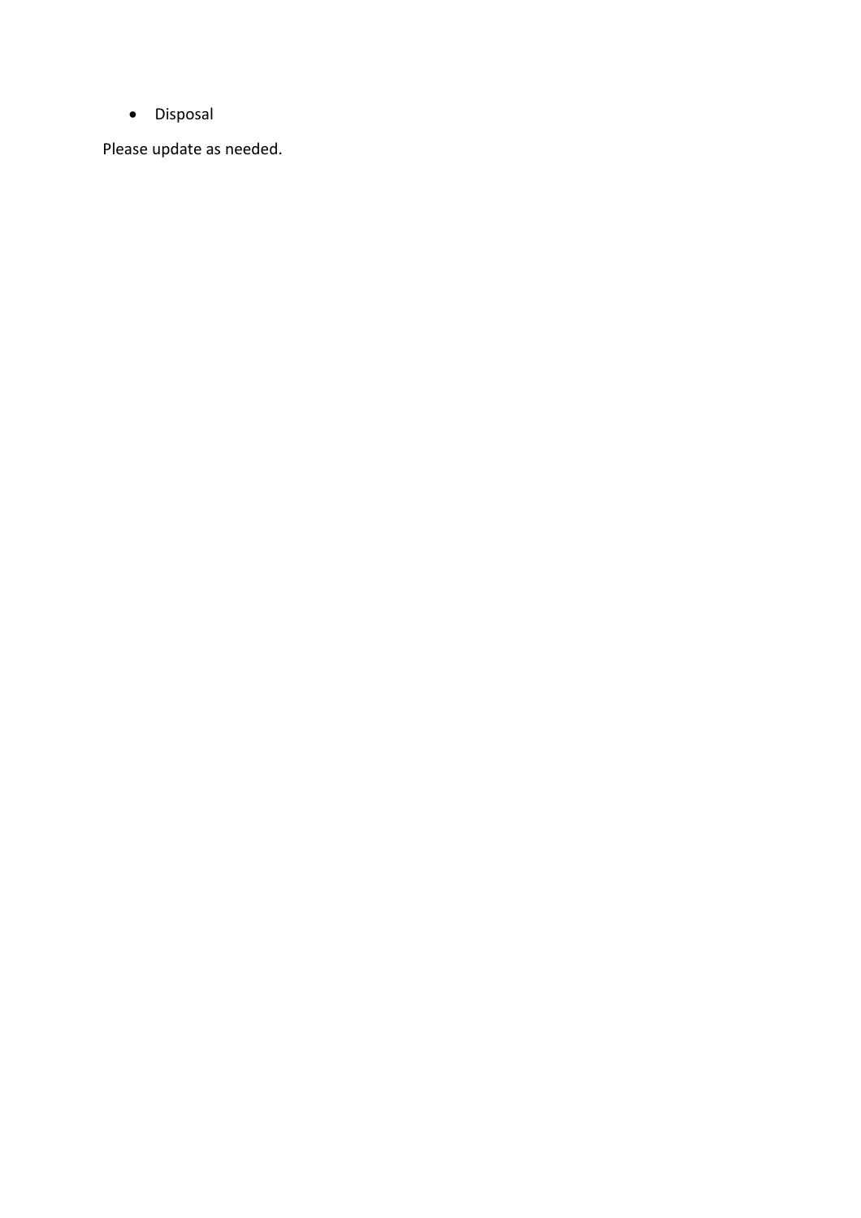- Disposal

Please update as needed.